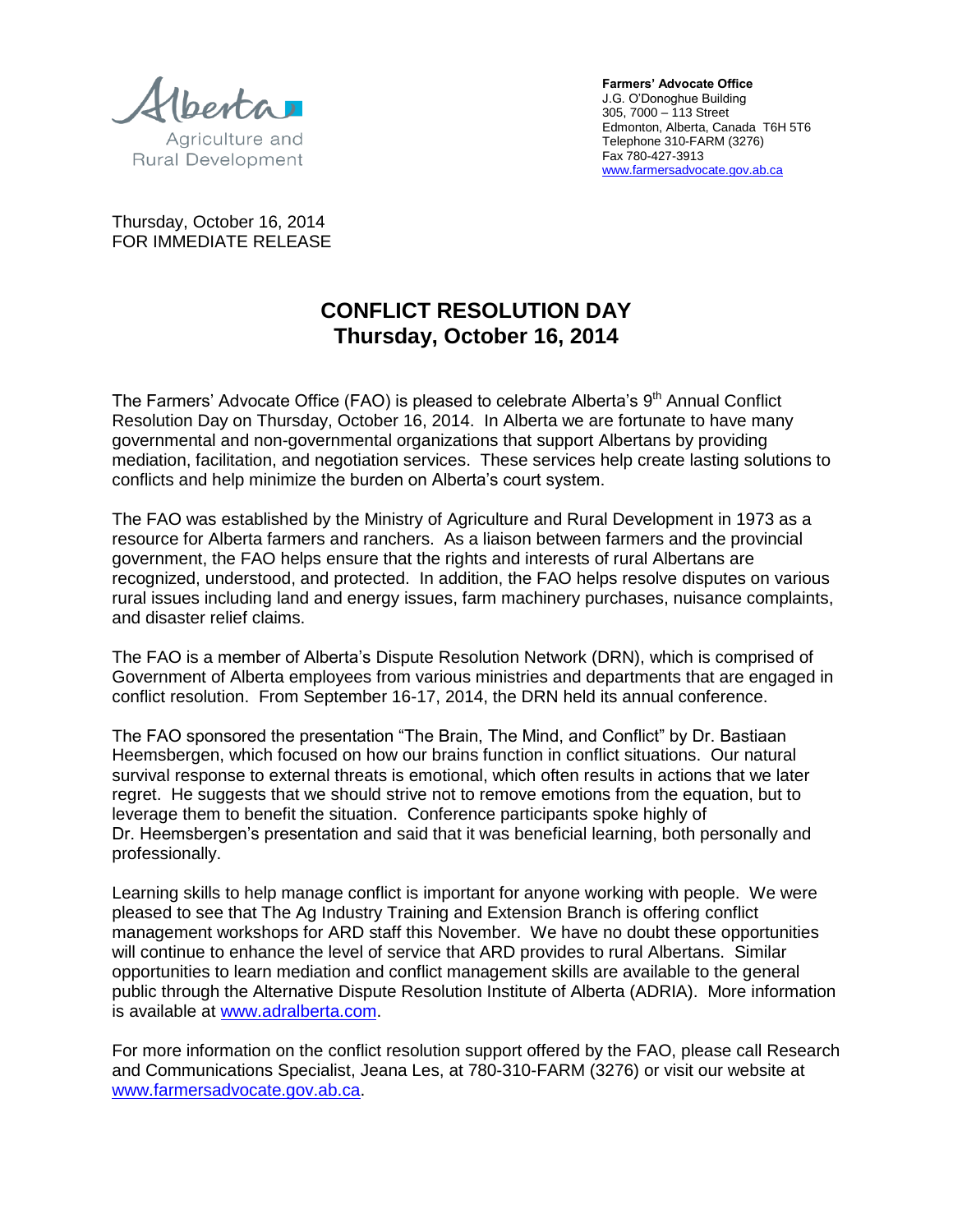Alberta Agriculture and Rural Development

**Farmers' Advocate Office**
J.G. O'Donoghue Building
305, 7000 – 113 Street
Edmonton, Alberta, Canada T6H 5T6
Telephone 310-FARM (3276)
Fax 780-427-3913
www.farmersadvocate.gov.ab.ca

Thursday, October 16, 2014
FOR IMMEDIATE RELEASE

# CONFLICT RESOLUTION DAY
## Thursday, October 16, 2014

The Farmers' Advocate Office (FAO) is pleased to celebrate Alberta's 9th Annual Conflict Resolution Day on Thursday, October 16, 2014. In Alberta we are fortunate to have many governmental and non-governmental organizations that support Albertans by providing mediation, facilitation, and negotiation services. These services help create lasting solutions to conflicts and help minimize the burden on Alberta's court system.

The FAO was established by the Ministry of Agriculture and Rural Development in 1973 as a resource for Alberta farmers and ranchers. As a liaison between farmers and the provincial government, the FAO helps ensure that the rights and interests of rural Albertans are recognized, understood, and protected. In addition, the FAO helps resolve disputes on various rural issues including land and energy issues, farm machinery purchases, nuisance complaints, and disaster relief claims.

The FAO is a member of Alberta's Dispute Resolution Network (DRN), which is comprised of Government of Alberta employees from various ministries and departments that are engaged in conflict resolution. From September 16-17, 2014, the DRN held its annual conference.

The FAO sponsored the presentation "The Brain, The Mind, and Conflict" by Dr. Bastiaan Heemsbergen, which focused on how our brains function in conflict situations. Our natural survival response to external threats is emotional, which often results in actions that we later regret. He suggests that we should strive not to remove emotions from the equation, but to leverage them to benefit the situation. Conference participants spoke highly of Dr. Heemsbergen's presentation and said that it was beneficial learning, both personally and professionally.

Learning skills to help manage conflict is important for anyone working with people. We were pleased to see that The Ag Industry Training and Extension Branch is offering conflict management workshops for ARD staff this November. We have no doubt these opportunities will continue to enhance the level of service that ARD provides to rural Albertans. Similar opportunities to learn mediation and conflict management skills are available to the general public through the Alternative Dispute Resolution Institute of Alberta (ADRIA). More information is available at www.adralberta.com.

For more information on the conflict resolution support offered by the FAO, please call Research and Communications Specialist, Jeana Les, at 780-310-FARM (3276) or visit our website at www.farmersadvocate.gov.ab.ca.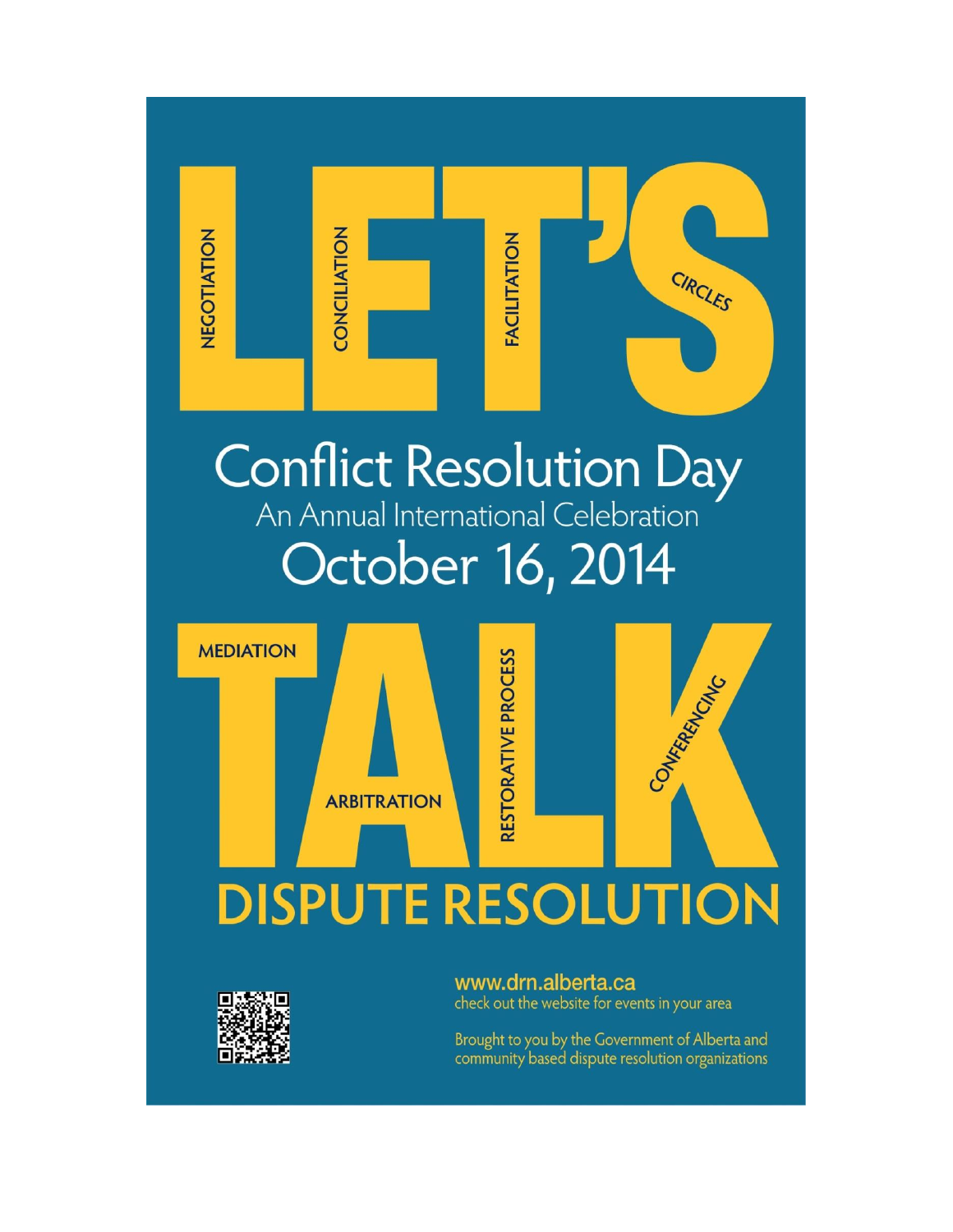# LET'S

NEGOTIATION

CONCILIATION

FACILITATION

CIRCLES

## Conflict Resolution Day

An Annual International Celebration

October 16, 2014

# TALK

MEDIATION

ARBITRATION

RESTORATIVE PROCESS

CONFERENCING

## DISPUTE RESOLUTION

www.drn.alberta.ca

check out the website for events in your area

Brought to you by the Government of Alberta and community based dispute resolution organizations